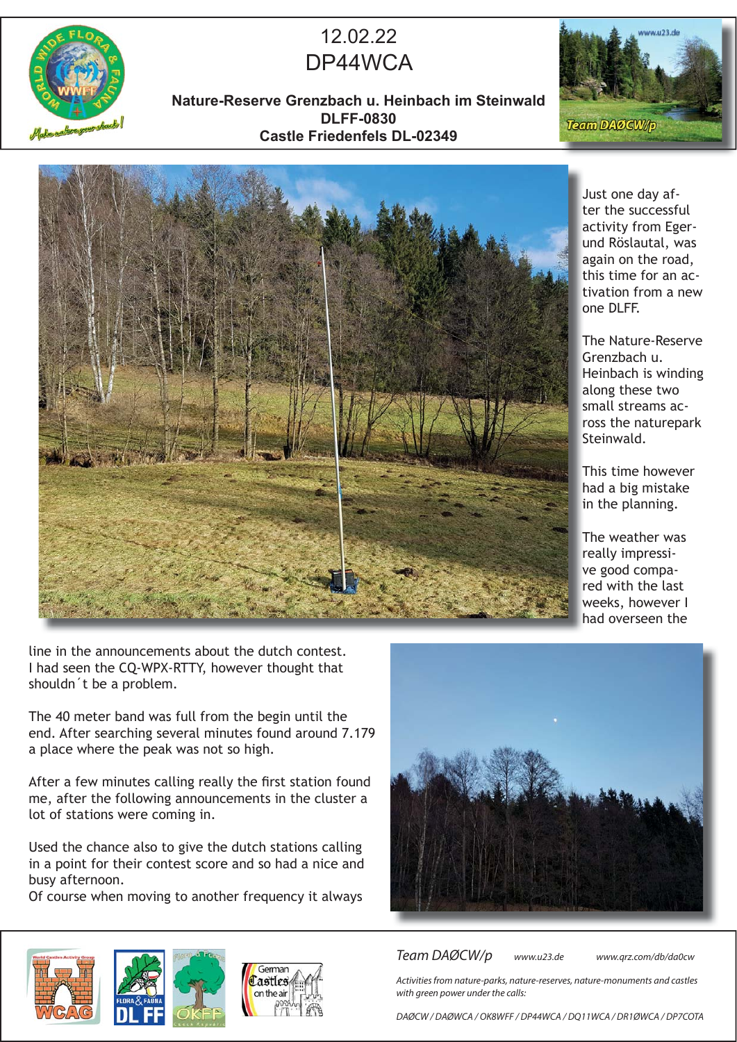# 12.02.22
# DP44WCA

**Nature-Reserve Grenzbach u. Heinbach im Steinwald**
**DLFF-0830**
**Castle Friedenfels DL-02349**

Just one day after the successful activity from Eger- und Röslautal, was again on the road, this time for an activation from a new one DLFF.

The Nature-Reserve Grenzbach u. Heinbach is winding along these two small streams across the naturepark Steinwald.

This time however had a big mistake in the planning.

The weather was really impressive good compared with the last weeks, however I had overseen the line in the announcements about the dutch contest. I had seen the CQ-WPX-RTTY, however thought that shouldn´t be a problem.

The 40 meter band was full from the begin until the end. After searching several minutes found around 7.179 a place where the peak was not so high.

After a few minutes calling really the first station found me, after the following announcements in the cluster a lot of stations were coming in.

Used the chance also to give the dutch stations calling in a point for their contest score and so had a nice and busy afternoon.
Of course when moving to another frequency it always

*Team DAØCW/p* *www.u23.de* *www.qrz.com/db/da0cw*

*Activities from nature-parks, nature-reserves, nature-monuments and castles with green power under the calls:*

*DAØCW / DAØWCA / OK8WFF / DP44WCA / DQ11WCA / DR1ØWCA / DP7COTA*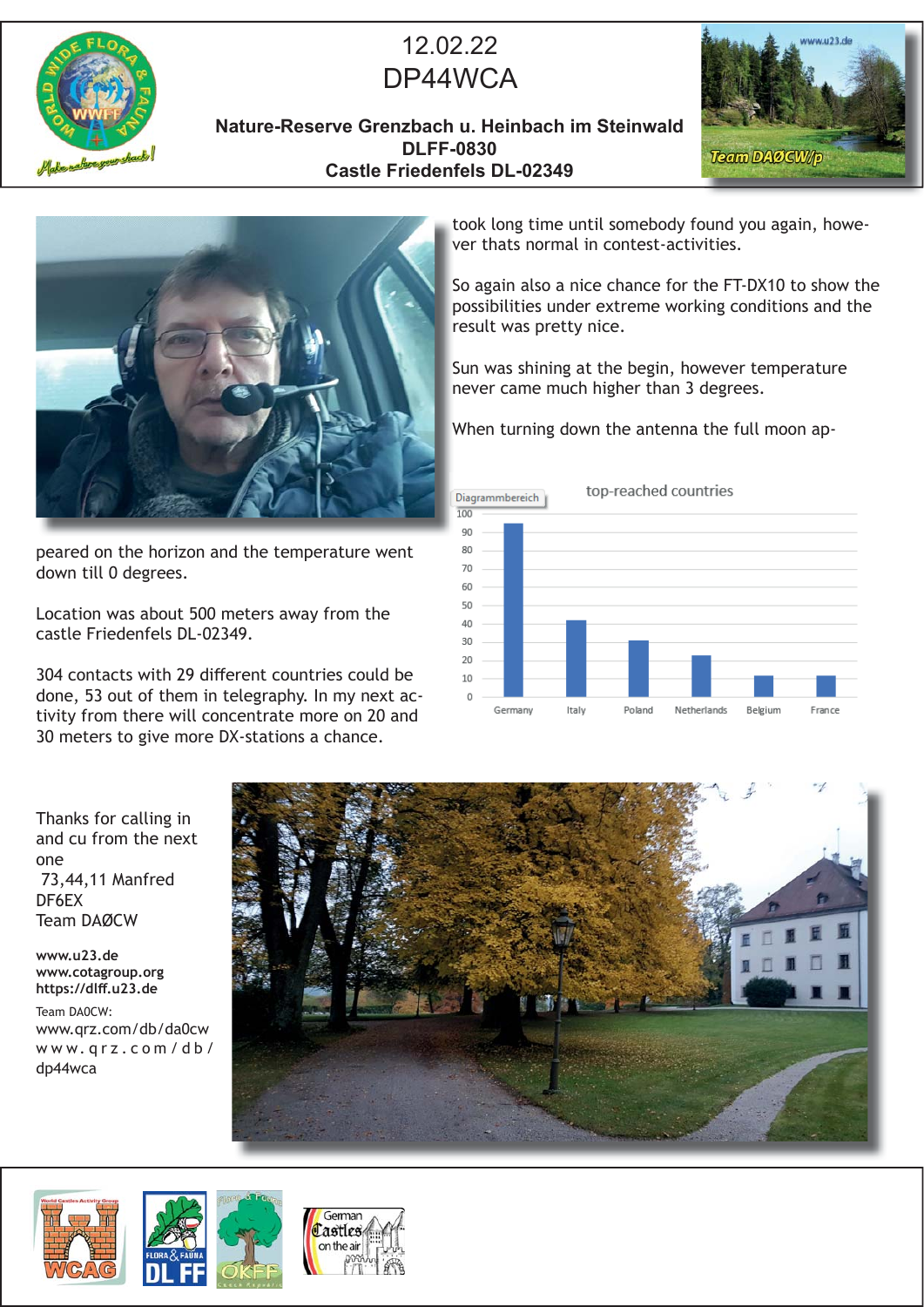12.02.22

DP44WCA

**Nature-Reserve Grenzbach u. Heinbach im Steinwald**
**DLFF-0830**
**Castle Friedenfels DL-02349**

took long time until somebody found you again, however thats normal in contest-activities.

So again also a nice chance for the FT-DX10 to show the possibilities under extreme working conditions and the result was pretty nice.

Sun was shining at the begin, however temperature never came much higher than 3 degrees.

When turning down the antenna the full moon appeared on the horizon and the temperature went down till 0 degrees.

Location was about 500 meters away from the castle Friedenfels DL-02349.

304 contacts with 29 different countries could be done, 53 out of them in telegraphy. In my next activity from there will concentrate more on 20 and 30 meters to give more DX-stations a chance.

Diagrammbereich

top-reached countries

100
90
80
70
60
50
40
30
20
10
0

Germany
Italy
Poland
Netherlands
Belgium
France

Thanks for calling in and cu from the next one
73,44,11 Manfred
DF6EX
Team DAØCW

**www.u23.de**
**www.cotagroup.org**
**https://dlff.u23.de**

Team DA0CW:
www.qrz.com/db/da0cw
www.qrz.com/db/dp44wca